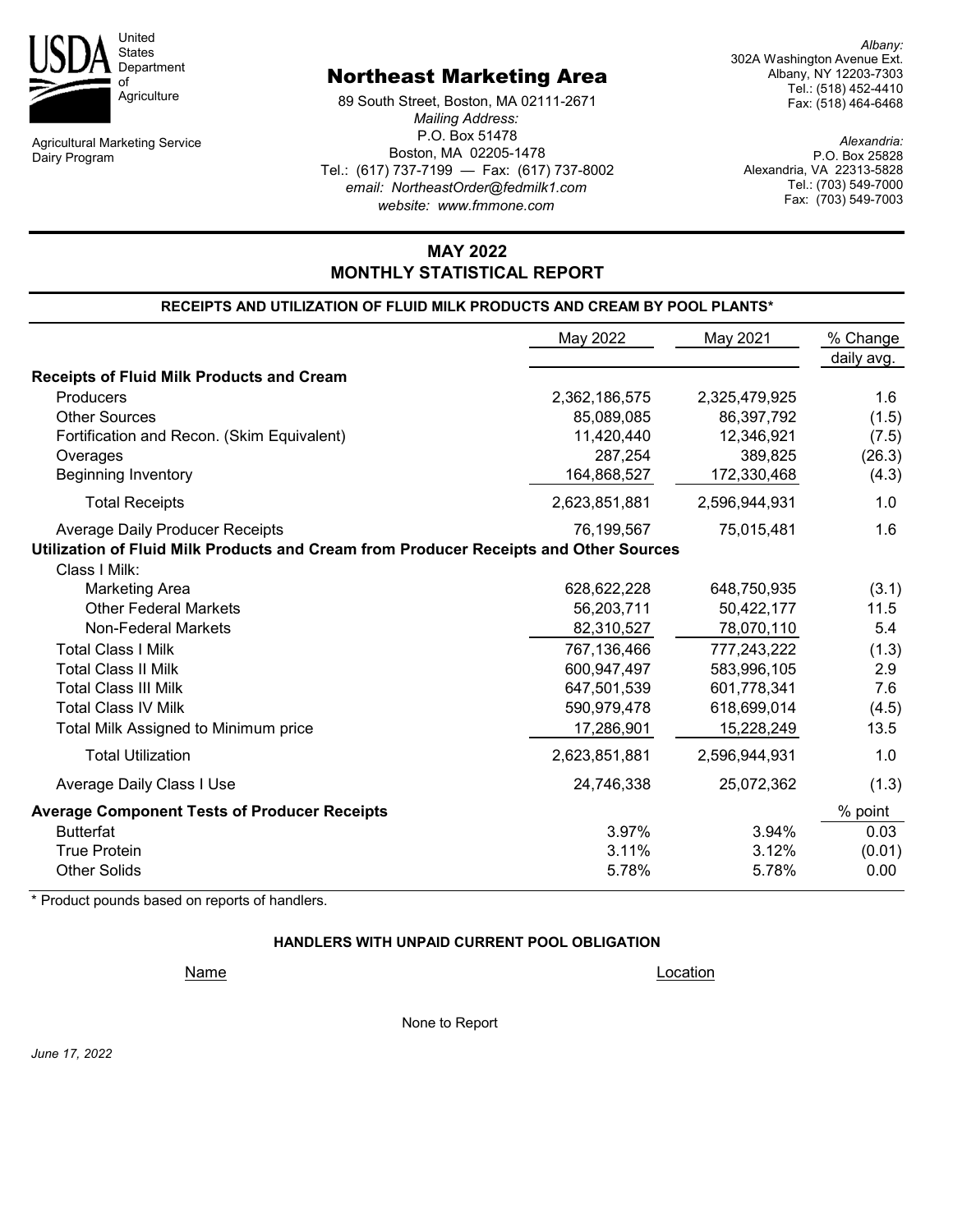United States Department of Agriculture

Agricultural Marketing Service
Dairy Program

# Northeast Marketing Area

89 South Street, Boston, MA 02111-2671
*Mailing Address:*
P.O. Box 51478
Boston, MA 02205-1478
Tel.: (617) 737-7199 — Fax: (617) 737-8002
*email: NortheastOrder@fedmilk1.com*
*website: www.fmmone.com*

*Albany:*
302A Washington Avenue Ext.
Albany, NY 12203-7303
Tel.: (518) 452-4410
Fax: (518) 464-6468

*Alexandria:*
P.O. Box 25828
Alexandria, VA 22313-5828
Tel.: (703) 549-7000
Fax: (703) 549-7003

## MAY 2022
## MONTHLY STATISTICAL REPORT

### RECEIPTS AND UTILIZATION OF FLUID MILK PRODUCTS AND CREAM BY POOL PLANTS*

| | May 2022 | May 2021 | % Change daily avg. |
|---|---|---|---|
| **Receipts of Fluid Milk Products and Cream** | | | |
| Producers | 2,362,186,575 | 2,325,479,925 | 1.6 |
| Other Sources | 85,089,085 | 86,397,792 | (1.5) |
| Fortification and Recon. (Skim Equivalent) | 11,420,440 | 12,346,921 | (7.5) |
| Overages | 287,254 | 389,825 | (26.3) |
| Beginning Inventory | 164,868,527 | 172,330,468 | (4.3) |
| Total Receipts | 2,623,851,881 | 2,596,944,931 | 1.0 |
| Average Daily Producer Receipts | 76,199,567 | 75,015,481 | 1.6 |
| **Utilization of Fluid Milk Products and Cream from Producer Receipts and Other Sources** | | | |
| Class I Milk: | | | |
| Marketing Area | 628,622,228 | 648,750,935 | (3.1) |
| Other Federal Markets | 56,203,711 | 50,422,177 | 11.5 |
| Non-Federal Markets | 82,310,527 | 78,070,110 | 5.4 |
| Total Class I Milk | 767,136,466 | 777,243,222 | (1.3) |
| Total Class II Milk | 600,947,497 | 583,996,105 | 2.9 |
| Total Class III Milk | 647,501,539 | 601,778,341 | 7.6 |
| Total Class IV Milk | 590,979,478 | 618,699,014 | (4.5) |
| Total Milk Assigned to Minimum price | 17,286,901 | 15,228,249 | 13.5 |
| Total Utilization | 2,623,851,881 | 2,596,944,931 | 1.0 |
| Average Daily Class I Use | 24,746,338 | 25,072,362 | (1.3) |
| **Average Component Tests of Producer Receipts** | | | % point |
| Butterfat | 3.97% | 3.94% | 0.03 |
| True Protein | 3.11% | 3.12% | (0.01) |
| Other Solids | 5.78% | 5.78% | 0.00 |

* Product pounds based on reports of handlers.

### HANDLERS WITH UNPAID CURRENT POOL OBLIGATION

| Name | Location |
|---|---|
| None to Report | |

*June 17, 2022*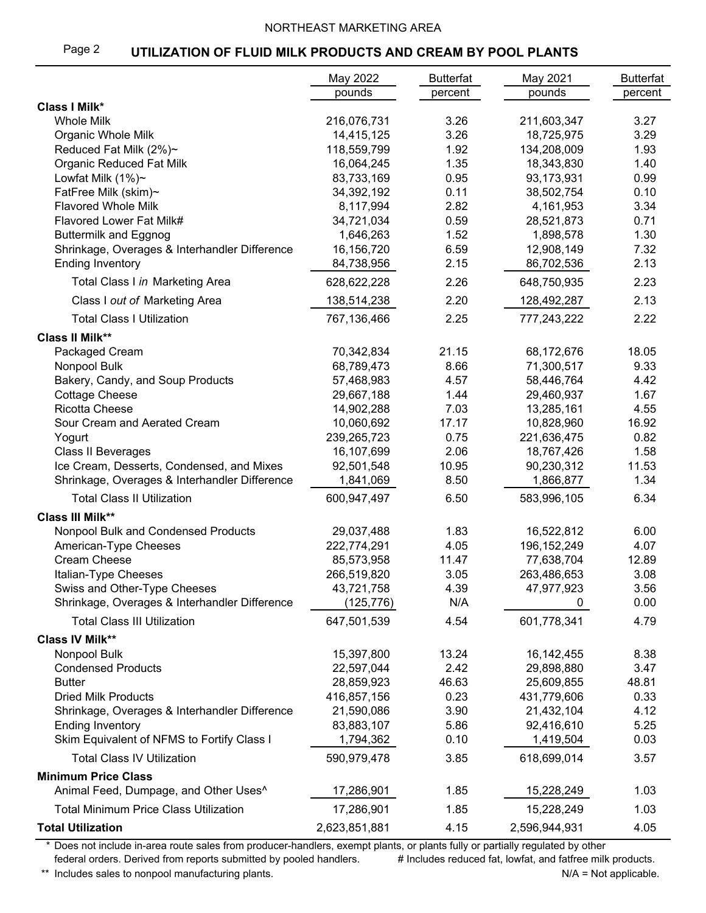NORTHEAST MARKETING AREA

## UTILIZATION OF FLUID MILK PRODUCTS AND CREAM BY POOL PLANTS

| | May 2022 pounds | Butterfat percent | May 2021 pounds | Butterfat percent |
|---|---|---|---|---|
| **Class I Milk*** | | | | |
| Whole Milk | 216,076,731 | 3.26 | 211,603,347 | 3.27 |
| Organic Whole Milk | 14,415,125 | 3.26 | 18,725,975 | 3.29 |
| Reduced Fat Milk (2%)~ | 118,559,799 | 1.92 | 134,208,009 | 1.93 |
| Organic Reduced Fat Milk | 16,064,245 | 1.35 | 18,343,830 | 1.40 |
| Lowfat Milk (1%)~ | 83,733,169 | 0.95 | 93,173,931 | 0.99 |
| FatFree Milk (skim)~ | 34,392,192 | 0.11 | 38,502,754 | 0.10 |
| Flavored Whole Milk | 8,117,994 | 2.82 | 4,161,953 | 3.34 |
| Flavored Lower Fat Milk# | 34,721,034 | 0.59 | 28,521,873 | 0.71 |
| Buttermilk and Eggnog | 1,646,263 | 1.52 | 1,898,578 | 1.30 |
| Shrinkage, Overages & Interhandler Difference | 16,156,720 | 6.59 | 12,908,149 | 7.32 |
| Ending Inventory | 84,738,956 | 2.15 | 86,702,536 | 2.13 |
| Total Class I *in* Marketing Area | 628,622,228 | 2.26 | 648,750,935 | 2.23 |
| Class I *out of* Marketing Area | 138,514,238 | 2.20 | 128,492,287 | 2.13 |
| Total Class I Utilization | 767,136,466 | 2.25 | 777,243,222 | 2.22 |
| **Class II Milk**** | | | | |
| Packaged Cream | 70,342,834 | 21.15 | 68,172,676 | 18.05 |
| Nonpool Bulk | 68,789,473 | 8.66 | 71,300,517 | 9.33 |
| Bakery, Candy, and Soup Products | 57,468,983 | 4.57 | 58,446,764 | 4.42 |
| Cottage Cheese | 29,667,188 | 1.44 | 29,460,937 | 1.67 |
| Ricotta Cheese | 14,902,288 | 7.03 | 13,285,161 | 4.55 |
| Sour Cream and Aerated Cream | 10,060,692 | 17.17 | 10,828,960 | 16.92 |
| Yogurt | 239,265,723 | 0.75 | 221,636,475 | 0.82 |
| Class II Beverages | 16,107,699 | 2.06 | 18,767,426 | 1.58 |
| Ice Cream, Desserts, Condensed, and Mixes | 92,501,548 | 10.95 | 90,230,312 | 11.53 |
| Shrinkage, Overages & Interhandler Difference | 1,841,069 | 8.50 | 1,866,877 | 1.34 |
| Total Class II Utilization | 600,947,497 | 6.50 | 583,996,105 | 6.34 |
| **Class III Milk**** | | | | |
| Nonpool Bulk and Condensed Products | 29,037,488 | 1.83 | 16,522,812 | 6.00 |
| American-Type Cheeses | 222,774,291 | 4.05 | 196,152,249 | 4.07 |
| Cream Cheese | 85,573,958 | 11.47 | 77,638,704 | 12.89 |
| Italian-Type Cheeses | 266,519,820 | 3.05 | 263,486,653 | 3.08 |
| Swiss and Other-Type Cheeses | 43,721,758 | 4.39 | 47,977,923 | 3.56 |
| Shrinkage, Overages & Interhandler Difference | (125,776) | N/A | 0 | 0.00 |
| Total Class III Utilization | 647,501,539 | 4.54 | 601,778,341 | 4.79 |
| **Class IV Milk**** | | | | |
| Nonpool Bulk | 15,397,800 | 13.24 | 16,142,455 | 8.38 |
| Condensed Products | 22,597,044 | 2.42 | 29,898,880 | 3.47 |
| Butter | 28,859,923 | 46.63 | 25,609,855 | 48.81 |
| Dried Milk Products | 416,857,156 | 0.23 | 431,779,606 | 0.33 |
| Shrinkage, Overages & Interhandler Difference | 21,590,086 | 3.90 | 21,432,104 | 4.12 |
| Ending Inventory | 83,883,107 | 5.86 | 92,416,610 | 5.25 |
| Skim Equivalent of NFMS to Fortify Class I | 1,794,362 | 0.10 | 1,419,504 | 0.03 |
| Total Class IV Utilization | 590,979,478 | 3.85 | 618,699,014 | 3.57 |
| **Minimum Price Class** | | | | |
| Animal Feed, Dumpage, and Other Uses^ | 17,286,901 | 1.85 | 15,228,249 | 1.03 |
| Total Minimum Price Class Utilization | 17,286,901 | 1.85 | 15,228,249 | 1.03 |
| **Total Utilization** | 2,623,851,881 | 4.15 | 2,596,944,931 | 4.05 |

\* Does not include in-area route sales from producer-handlers, exempt plants, or plants fully or partially regulated by other federal orders. Derived from reports submitted by pooled handlers.

\# Includes reduced fat, lowfat, and fatfree milk products.

\*\* Includes sales to nonpool manufacturing plants.

N/A = Not applicable.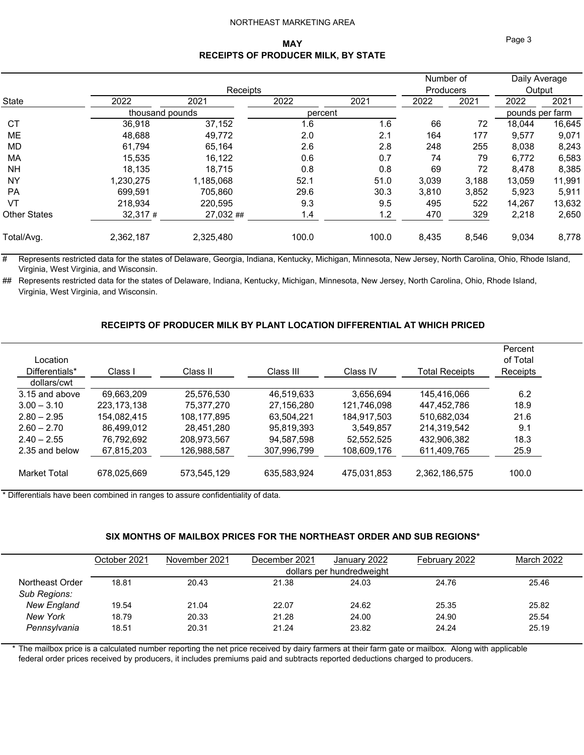NORTHEAST MARKETING AREA

## MAY
## RECEIPTS OF PRODUCER MILK, BY STATE

| State | Receipts 2022 | Receipts 2021 | Receipts 2022 | Receipts 2021 | Number of Producers 2022 | Number of Producers 2021 | Daily Average Output 2022 | Daily Average Output 2021 |
|---|---|---|---|---|---|---|---|---|
| | thousand pounds | | percent | | | | pounds per farm | |
| CT | 36,918 | 37,152 | 1.6 | 1.6 | 66 | 72 | 18,044 | 16,645 |
| ME | 48,688 | 49,772 | 2.0 | 2.1 | 164 | 177 | 9,577 | 9,071 |
| MD | 61,794 | 65,164 | 2.6 | 2.8 | 248 | 255 | 8,038 | 8,243 |
| MA | 15,535 | 16,122 | 0.6 | 0.7 | 74 | 79 | 6,772 | 6,583 |
| NH | 18,135 | 18,715 | 0.8 | 0.8 | 69 | 72 | 8,478 | 8,385 |
| NY | 1,230,275 | 1,185,068 | 52.1 | 51.0 | 3,039 | 3,188 | 13,059 | 11,991 |
| PA | 699,591 | 705,860 | 29.6 | 30.3 | 3,810 | 3,852 | 5,923 | 5,911 |
| VT | 218,934 | 220,595 | 9.3 | 9.5 | 495 | 522 | 14,267 | 13,632 |
| Other States | 32,317 # | 27,032 ## | 1.4 | 1.2 | 470 | 329 | 2,218 | 2,650 |
| Total/Avg. | 2,362,187 | 2,325,480 | 100.0 | 100.0 | 8,435 | 8,546 | 9,034 | 8,778 |

\# Represents restricted data for the states of Delaware, Georgia, Indiana, Kentucky, Michigan, Minnesota, New Jersey, North Carolina, Ohio, Rhode Island, Virginia, West Virginia, and Wisconsin.

\## Represents restricted data for the states of Delaware, Indiana, Kentucky, Michigan, Minnesota, New Jersey, North Carolina, Ohio, Rhode Island, Virginia, West Virginia, and Wisconsin.

### RECEIPTS OF PRODUCER MILK BY PLANT LOCATION DIFFERENTIAL AT WHICH PRICED

| Location Differentials* dollars/cwt | Class I | Class II | Class III | Class IV | Total Receipts | Percent of Total Receipts |
|---|---|---|---|---|---|---|
| 3.15 and above | 69,663,209 | 25,576,530 | 46,519,633 | 3,656,694 | 145,416,066 | 6.2 |
| 3.00 – 3.10 | 223,173,138 | 75,377,270 | 27,156,280 | 121,746,098 | 447,452,786 | 18.9 |
| 2.80 – 2.95 | 154,082,415 | 108,177,895 | 63,504,221 | 184,917,503 | 510,682,034 | 21.6 |
| 2.60 – 2.70 | 86,499,012 | 28,451,280 | 95,819,393 | 3,549,857 | 214,319,542 | 9.1 |
| 2.40 – 2.55 | 76,792,692 | 208,973,567 | 94,587,598 | 52,552,525 | 432,906,382 | 18.3 |
| 2.35 and below | 67,815,203 | 126,988,587 | 307,996,799 | 108,609,176 | 611,409,765 | 25.9 |
| Market Total | 678,025,669 | 573,545,129 | 635,583,924 | 475,031,853 | 2,362,186,575 | 100.0 |

\* Differentials have been combined in ranges to assure confidentiality of data.

### SIX MONTHS OF MAILBOX PRICES FOR THE NORTHEAST ORDER AND SUB REGIONS*

| | October 2021 | November 2021 | December 2021 | January 2022 | February 2022 | March 2022 |
|---|---|---|---|---|---|---|
| | dollars per hundredweight | | | | | |
| Northeast Order | 18.81 | 20.43 | 21.38 | 24.03 | 24.76 | 25.46 |
| *Sub Regions:* | | | | | | |
| *New England* | 19.54 | 21.04 | 22.07 | 24.62 | 25.35 | 25.82 |
| *New York* | 18.79 | 20.33 | 21.28 | 24.00 | 24.90 | 25.54 |
| *Pennsylvania* | 18.51 | 20.31 | 21.24 | 23.82 | 24.24 | 25.19 |

\* The mailbox price is a calculated number reporting the net price received by dairy farmers at their farm gate or mailbox. Along with applicable federal order prices received by producers, it includes premiums paid and subtracts reported deductions charged to producers.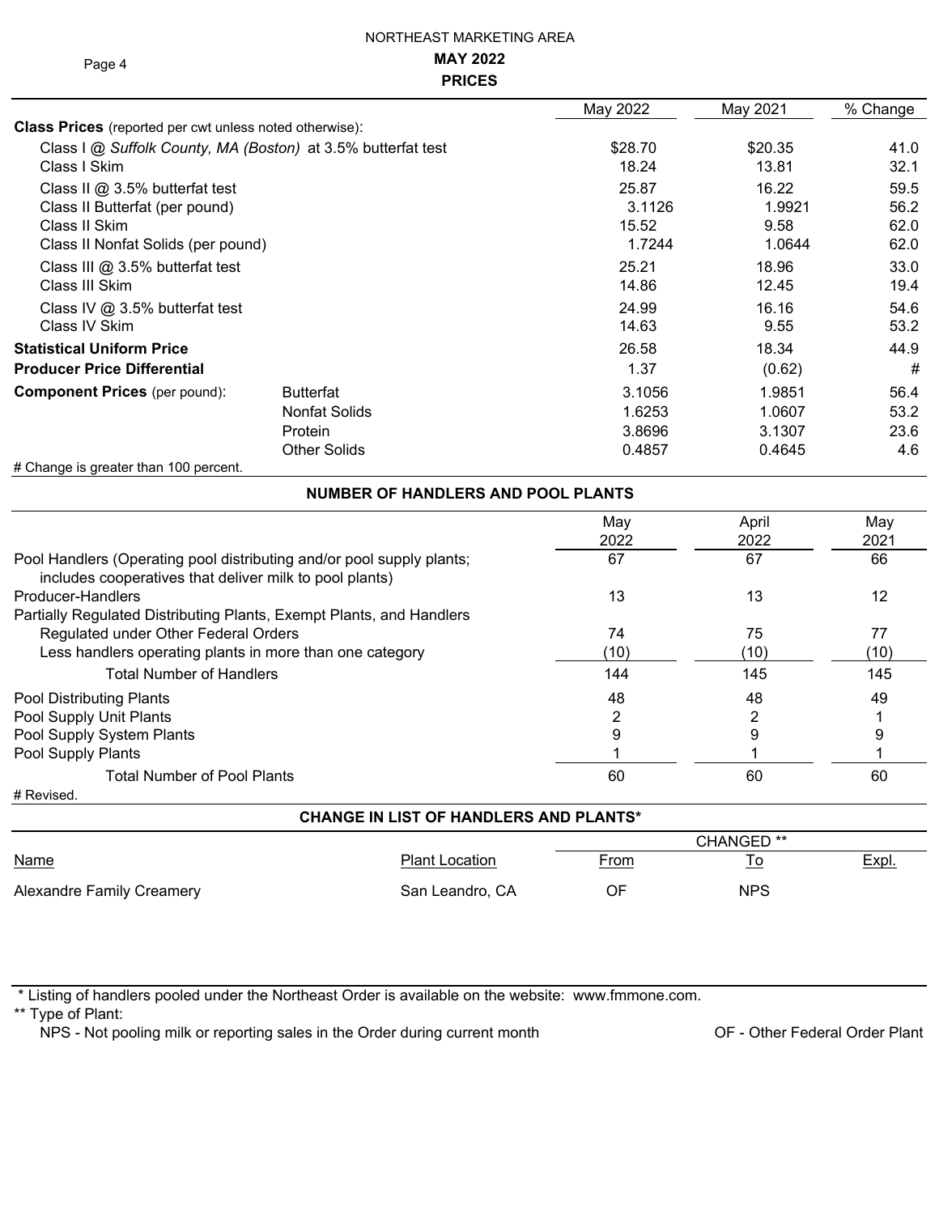NORTHEAST MARKETING AREA

**MAY 2022**

**PRICES**

| | | May 2022 | May 2021 | % Change |
|---|---|---|---|---|
| **Class Prices** (reported per cwt unless noted otherwise): | | | | |
| Class I @ *Suffolk County, MA (Boston)* at 3.5% butterfat test | | $28.70 | $20.35 | 41.0 |
| Class I Skim | | 18.24 | 13.81 | 32.1 |
| Class II @ 3.5% butterfat test | | 25.87 | 16.22 | 59.5 |
| Class II Butterfat (per pound) | | 3.1126 | 1.9921 | 56.2 |
| Class II Skim | | 15.52 | 9.58 | 62.0 |
| Class II Nonfat Solids (per pound) | | 1.7244 | 1.0644 | 62.0 |
| Class III @ 3.5% butterfat test | | 25.21 | 18.96 | 33.0 |
| Class III Skim | | 14.86 | 12.45 | 19.4 |
| Class IV @ 3.5% butterfat test | | 24.99 | 16.16 | 54.6 |
| Class IV Skim | | 14.63 | 9.55 | 53.2 |
| **Statistical Uniform Price** | | 26.58 | 18.34 | 44.9 |
| **Producer Price Differential** | | 1.37 | (0.62) | # |
| **Component Prices** (per pound): | Butterfat | 3.1056 | 1.9851 | 56.4 |
| | Nonfat Solids | 1.6253 | 1.0607 | 53.2 |
| | Protein | 3.8696 | 3.1307 | 23.6 |
| | Other Solids | 0.4857 | 0.4645 | 4.6 |

# Change is greater than 100 percent.

**NUMBER OF HANDLERS AND POOL PLANTS**

| | May 2022 | April 2022 | May 2021 |
|---|---|---|---|
| Pool Handlers (Operating pool distributing and/or pool supply plants; includes cooperatives that deliver milk to pool plants) | 67 | 67 | 66 |
| Producer-Handlers | 13 | 13 | 12 |
| Partially Regulated Distributing Plants, Exempt Plants, and Handlers | | | |
| Regulated under Other Federal Orders | 74 | 75 | 77 |
| Less handlers operating plants in more than one category | (10) | (10) | (10) |
| Total Number of Handlers | 144 | 145 | 145 |
| Pool Distributing Plants | 48 | 48 | 49 |
| Pool Supply Unit Plants | 2 | 2 | 1 |
| Pool Supply System Plants | 9 | 9 | 9 |
| Pool Supply Plants | 1 | 1 | 1 |
| Total Number of Pool Plants | 60 | 60 | 60 |

# Revised.

**CHANGE IN LIST OF HANDLERS AND PLANTS***

| | | CHANGED ** | | |
|---|---|---|---|---|
| Name | Plant Location | From | To | Expl. |
| Alexandre Family Creamery | San Leandro, CA | OF | NPS | |

\* Listing of handlers pooled under the Northeast Order is available on the website: www.fmmone.com.

** Type of Plant:

NPS - Not pooling milk or reporting sales in the Order during current month

OF - Other Federal Order Plant